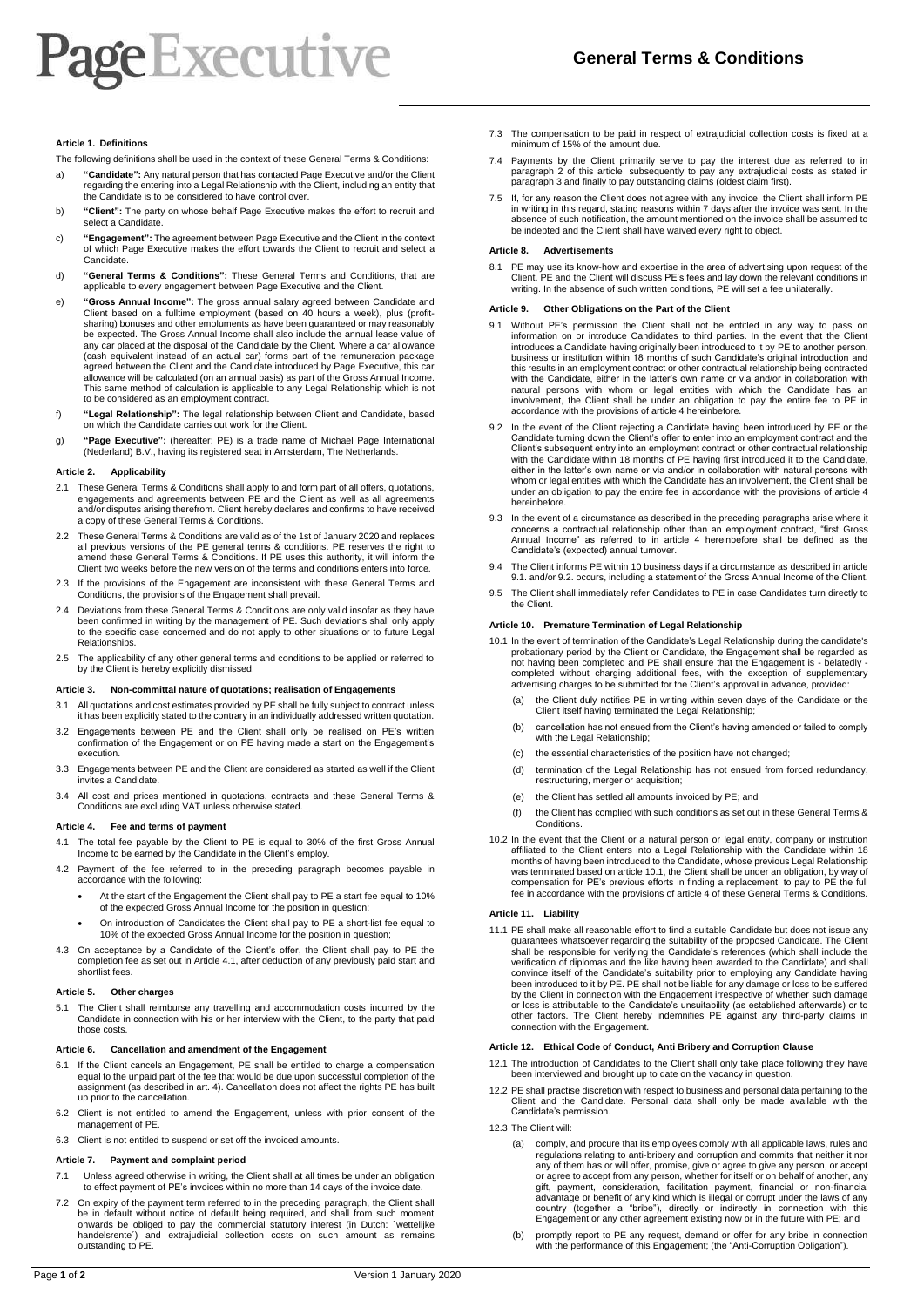# PageExecutive

# General Terms & Conditions

### Article 1. Definitions

The following definitions shall be used in the context of these General Terms & Conditions:

a) **"Candidate":** Any natural person that has contacted Page Executive and/or the Client regarding the entering into a Legal Relationship with the Client, including an entity that the Candidate is to be considered to have control over.

b) **"Client":** The party on whose behalf Page Executive makes the effort to recruit and select a Candidate.

c) **"Engagement":** The agreement between Page Executive and the Client in the context of which Page Executive makes the effort towards the Client to recruit and select a Candidate.

d) **"General Terms & Conditions":** These General Terms and Conditions, that are applicable to every engagement between Page Executive and the Client.

e) **"Gross Annual Income":** The gross annual salary agreed between Candidate and Client based on a fulltime employment (based on 40 hours a week), plus (profit-sharing) bonuses and other emoluments as have been guaranteed or may reasonably be expected. The Gross Annual Income shall also include the annual lease value of any car placed at the disposal of the Candidate by the Client. Where a car allowance (cash equivalent instead of an actual car) forms part of the remuneration package agreed between the Client and the Candidate introduced by Page Executive, this car allowance will be calculated (on an annual basis) as part of the Gross Annual Income. This same method of calculation is applicable to any Legal Relationship which is not to be considered as an employment contract.

f) **"Legal Relationship":** The legal relationship between Client and Candidate, based on which the Candidate carries out work for the Client.

g) **"Page Executive":** (hereafter: PE) is a trade name of Michael Page International (Nederland) B.V., having its registered seat in Amsterdam, The Netherlands.

### Article 2. Applicability

2.1 These General Terms & Conditions shall apply to and form part of all offers, quotations, engagements and agreements between PE and the Client as well as all agreements and/or disputes arising therefrom. Client hereby declares and confirms to have received a copy of these General Terms & Conditions.

2.2 These General Terms & Conditions are valid as of the 1st of January 2020 and replaces all previous versions of the PE general terms & conditions. PE reserves the right to amend these General Terms & Conditions. If PE uses this authority, it will inform the Client two weeks before the new version of the terms and conditions enters into force.

2.3 If the provisions of the Engagement are inconsistent with these General Terms and Conditions, the provisions of the Engagement shall prevail.

2.4 Deviations from these General Terms & Conditions are only valid insofar as they have been confirmed in writing by the management of PE. Such deviations shall only apply to the specific case concerned and do not apply to other situations or to future Legal Relationships.

2.5 The applicability of any other general terms and conditions to be applied or referred to by the Client is hereby explicitly dismissed.

### Article 3. Non-committal nature of quotations; realisation of Engagements

3.1 All quotations and cost estimates provided by PE shall be fully subject to contract unless it has been explicitly stated to the contrary in an individually addressed written quotation.

3.2 Engagements between PE and the Client shall only be realised on PE's written confirmation of the Engagement or on PE having made a start on the Engagement's execution.

3.3 Engagements between PE and the Client are considered as started as well if the Client invites a Candidate.

3.4 All cost and prices mentioned in quotations, contracts and these General Terms & Conditions are excluding VAT unless otherwise stated.

### Article 4. Fee and terms of payment

4.1 The total fee payable by the Client to PE is equal to 30% of the first Gross Annual Income to be earned by the Candidate in the Client's employ.

4.2 Payment of the fee referred to in the preceding paragraph becomes payable in accordance with the following:

- At the start of the Engagement the Client shall pay to PE a start fee equal to 10% of the expected Gross Annual Income for the position in question;
- On introduction of Candidates the Client shall pay to PE a short-list fee equal to 10% of the expected Gross Annual Income for the position in question;

4.3 On acceptance by a Candidate of the Client's offer, the Client shall pay to PE the completion fee as set out in Article 4.1, after deduction of any previously paid start and shortlist fees.

### Article 5. Other charges

5.1 The Client shall reimburse any travelling and accommodation costs incurred by the Candidate in connection with his or her interview with the Client, to the party that paid those costs.

### Article 6. Cancellation and amendment of the Engagement

6.1 If the Client cancels an Engagement, PE shall be entitled to charge a compensation equal to the unpaid part of the fee that would be due upon successful completion of the assignment (as described in art. 4). Cancellation does not affect the rights PE has built up prior to the cancellation.

6.2 Client is not entitled to amend the Engagement, unless with prior consent of the management of PE.

6.3 Client is not entitled to suspend or set off the invoiced amounts.

### Article 7. Payment and complaint period

7.1 Unless agreed otherwise in writing, the Client shall at all times be under an obligation to effect payment of PE's invoices within no more than 14 days of the invoice date.

7.2 On expiry of the payment term referred to in the preceding paragraph, the Client shall be in default without notice of default being required, and shall from such moment onwards be obliged to pay the commercial statutory interest (in Dutch: ´wettelijke handelsrente´) and extrajudicial collection costs on such amount as remains outstanding to PE.

7.3 The compensation to be paid in respect of extrajudicial collection costs is fixed at a minimum of 15% of the amount due.

7.4 Payments by the Client primarily serve to pay the interest due as referred to in paragraph 2 of this article, subsequently to pay any extrajudicial costs as stated in paragraph 3 and finally to pay outstanding claims (oldest claim first).

7.5 If, for any reason the Client does not agree with any invoice, the Client shall inform PE in writing in this regard, stating reasons within 7 days after the invoice was sent. In the absence of such notification, the amount mentioned on the invoice shall be assumed to be indebted and the Client shall have waived every right to object.

### Article 8. Advertisements

8.1 PE may use its know-how and expertise in the area of advertising upon request of the Client. PE and the Client will discuss PE's fees and lay down the relevant conditions in writing. In the absence of such written conditions, PE will set a fee unilaterally.

### Article 9. Other Obligations on the Part of the Client

9.1 Without PE's permission the Client shall not be entitled in any way to pass on information on or introduce Candidates to third parties. In the event that the Client introduces a Candidate having originally been introduced to it by PE to another person, business or institution within 18 months of such Candidate's original introduction and this results in an employment contract or other contractual relationship being contracted with the Candidate, either in the latter's own name or via and/or in collaboration with natural persons with whom or legal entities with which the Candidate has an involvement, the Client shall be under an obligation to pay the entire fee to PE in accordance with the provisions of article 4 hereinbefore.

9.2 In the event of the Client rejecting a Candidate having been introduced by PE or the Candidate turning down the Client's offer to enter into an employment contract and the Client's subsequent entry into an employment contract or other contractual relationship with the Candidate within 18 months of PE having first introduced it to the Candidate, either in the latter's own name or via and/or in collaboration with natural persons with whom or legal entities with which the Candidate has an involvement, the Client shall be under an obligation to pay the entire fee in accordance with the provisions of article 4 hereinbefore.

9.3 In the event of a circumstance as described in the preceding paragraphs arise where it concerns a contractual relationship other than an employment contract, "first Gross Annual Income" as referred to in article 4 hereinbefore shall be defined as the Candidate's (expected) annual turnover.

9.4 The Client informs PE within 10 business days if a circumstance as described in article 9.1. and/or 9.2. occurs, including a statement of the Gross Annual Income of the Client.

9.5 The Client shall immediately refer Candidates to PE in case Candidates turn directly to the Client.

### Article 10. Premature Termination of Legal Relationship

10.1 In the event of termination of the Candidate's Legal Relationship during the candidate's probationary period by the Client or Candidate, the Engagement shall be regarded as not having been completed and PE shall ensure that the Engagement is - belatedly - completed without charging additional fees, with the exception of supplementary advertising charges to be submitted for the Client's approval in advance, provided:

(a) the Client duly notifies PE in writing within seven days of the Candidate or the Client itself having terminated the Legal Relationship;

(b) cancellation has not ensued from the Client's having amended or failed to comply with the Legal Relationship;

(c) the essential characteristics of the position have not changed;

(d) termination of the Legal Relationship has not ensued from forced redundancy, restructuring, merger or acquisition;

(e) the Client has settled all amounts invoiced by PE; and

(f) the Client has complied with such conditions as set out in these General Terms & Conditions.

10.2 In the event that the Client or a natural person or legal entity, company or institution affiliated to the Client enters into a Legal Relationship with the Candidate within 18 months of having been introduced to the Candidate, whose previous Legal Relationship was terminated based on article 10.1, the Client shall be under an obligation, by way of compensation for PE's previous efforts in finding a replacement, to pay to PE the full fee in accordance with the provisions of article 4 of these General Terms & Conditions.

### Article 11. Liability

11.1 PE shall make all reasonable effort to find a suitable Candidate but does not issue any guarantees whatsoever regarding the suitability of the proposed Candidate. The Client shall be responsible for verifying the Candidate's references (which shall include the verification of diplomas and the like having been awarded to the Candidate) and shall convince itself of the Candidate's suitability prior to employing any Candidate having been introduced to it by PE. PE shall not be liable for any damage or loss to be suffered by the Client in connection with the Engagement irrespective of whether such damage or loss is attributable to the Candidate's unsuitability (as established afterwards) or to other factors. The Client hereby indemnifies PE against any third-party claims in connection with the Engagement.

### Article 12. Ethical Code of Conduct, Anti Bribery and Corruption Clause

12.1 The introduction of Candidates to the Client shall only take place following they have been interviewed and brought up to date on the vacancy in question.

12.2 PE shall practise discretion with respect to business and personal data pertaining to the Client and the Candidate. Personal data shall only be made available with the Candidate's permission.

12.3 The Client will:

(a) comply, and procure that its employees comply with all applicable laws, rules and regulations relating to anti-bribery and corruption and commits that neither it nor any of them has or will offer, promise, give or agree to give any person, or accept or agree to accept from any person, whether for itself or on behalf of another, any gift, payment, consideration, facilitation payment, financial or non-financial advantage or benefit of any kind which is illegal or corrupt under the laws of any country (together a "bribe"), directly or indirectly in connection with this Engagement or any other agreement existing now or in the future with PE; and

(b) promptly report to PE any request, demand or offer for any bribe in connection with the performance of this Engagement; (the "Anti-Corruption Obligation").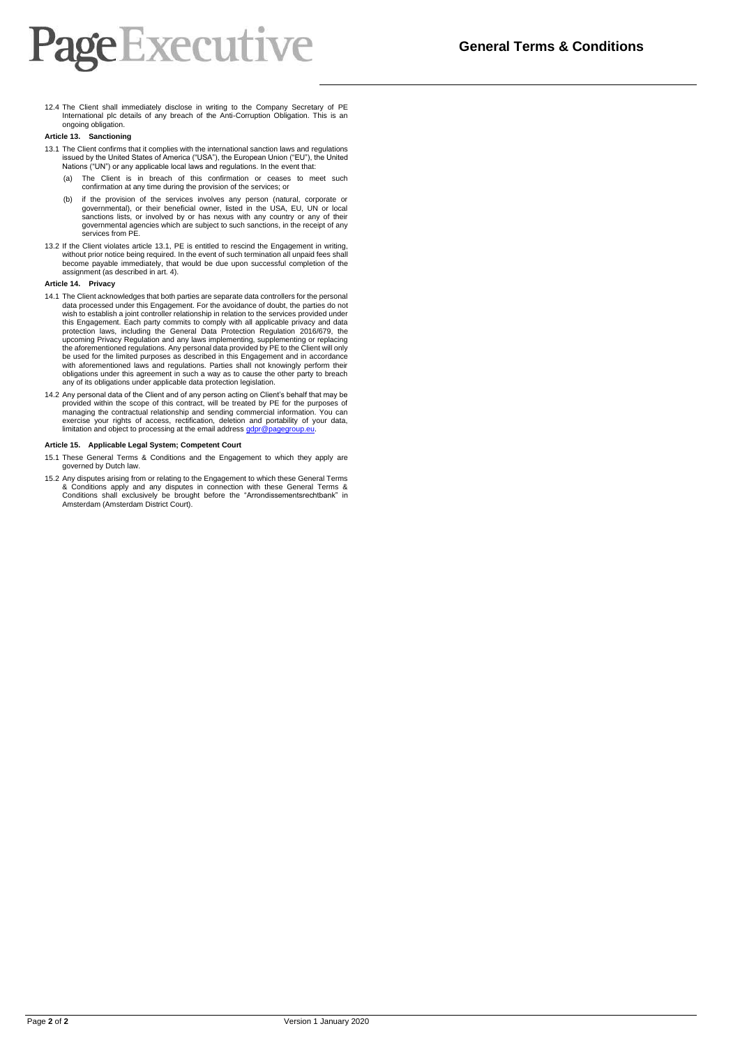12.4 The Client shall immediately disclose in writing to the Company Secretary of PE International plc details of any breach of the Anti-Corruption Obligation. This is an ongoing obligation.

**Article 13. Sanctioning**

13.1 The Client confirms that it complies with the international sanction laws and regulations issued by the United States of America ("USA"), the European Union ("EU"), the United Nations ("UN") or any applicable local laws and regulations. In the event that:

(a) The Client is in breach of this confirmation or ceases to meet such confirmation at any time during the provision of the services; or

(b) if the provision of the services involves any person (natural, corporate or governmental), or their beneficial owner, listed in the USA, EU, UN or local sanctions lists, or involved by or has nexus with any country or any of their governmental agencies which are subject to such sanctions, in the receipt of any services from PE.

13.2 If the Client violates article 13.1, PE is entitled to rescind the Engagement in writing, without prior notice being required. In the event of such termination all unpaid fees shall become payable immediately, that would be due upon successful completion of the assignment (as described in art. 4).

**Article 14. Privacy**

14.1 The Client acknowledges that both parties are separate data controllers for the personal data processed under this Engagement. For the avoidance of doubt, the parties do not wish to establish a joint controller relationship in relation to the services provided under this Engagement. Each party commits to comply with all applicable privacy and data protection laws, including the General Data Protection Regulation 2016/679, the upcoming Privacy Regulation and any laws implementing, supplementing or replacing the aforementioned regulations. Any personal data provided by PE to the Client will only be used for the limited purposes as described in this Engagement and in accordance with aforementioned laws and regulations. Parties shall not knowingly perform their obligations under this agreement in such a way as to cause the other party to breach any of its obligations under applicable data protection legislation.

14.2 Any personal data of the Client and of any person acting on Client's behalf that may be provided within the scope of this contract, will be treated by PE for the purposes of managing the contractual relationship and sending commercial information. You can exercise your rights of access, rectification, deletion and portability of your data, limitation and object to processing at the email address gdpr@pagegroup.eu.

**Article 15. Applicable Legal System; Competent Court**

15.1 These General Terms & Conditions and the Engagement to which they apply are governed by Dutch law.

15.2 Any disputes arising from or relating to the Engagement to which these General Terms & Conditions apply and any disputes in connection with these General Terms & Conditions shall exclusively be brought before the "Arrondissementsrechtbank" in Amsterdam (Amsterdam District Court).